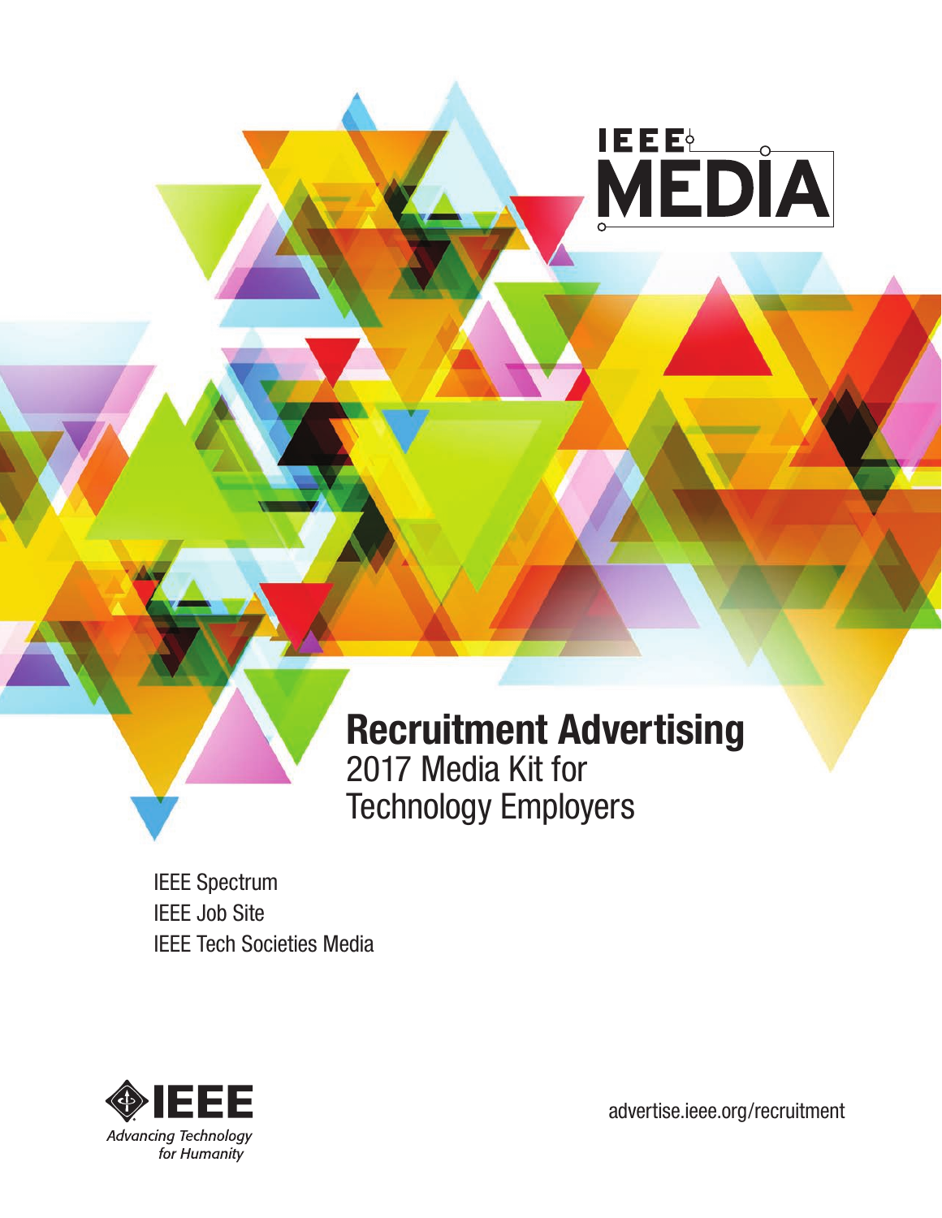IEEE MEDIA

# Recruitment Advertising

## 2017 Media Kit for Technology Employers

IEEE Spectrum
IEEE Job Site
IEEE Tech Societies Media

IEEE
*Advancing Technology for Humanity*

advertise.ieee.org/recruitment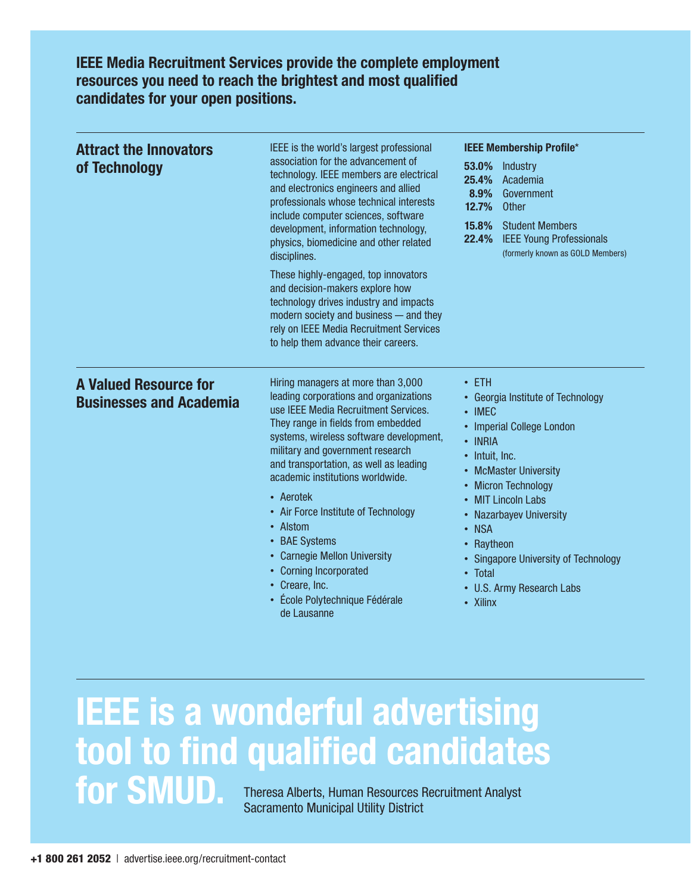**IEEE Media Recruitment Services provide the complete employment resources you need to reach the brightest and most qualified candidates for your open positions.**

## Attract the Innovators of Technology

IEEE is the world's largest professional association for the advancement of technology. IEEE members are electrical and electronics engineers and allied professionals whose technical interests include computer sciences, software development, information technology, physics, biomedicine and other related disciplines.

These highly-engaged, top innovators and decision-makers explore how technology drives industry and impacts modern society and business — and they rely on IEEE Media Recruitment Services to help them advance their careers.

**IEEE Membership Profile***

- **53.0%** Industry
- **25.4%** Academia
- **8.9%** Government
- **12.7%** Other

- **15.8%** Student Members
- **22.4%** IEEE Young Professionals (formerly known as GOLD Members)

## A Valued Resource for Businesses and Academia

Hiring managers at more than 3,000 leading corporations and organizations use IEEE Media Recruitment Services. They range in fields from embedded systems, wireless software development, military and government research and transportation, as well as leading academic institutions worldwide.

- Aerotek
- Air Force Institute of Technology
- Alstom
- BAE Systems
- Carnegie Mellon University
- Corning Incorporated
- Creare, Inc.
- École Polytechnique Fédérale de Lausanne
- ETH
- Georgia Institute of Technology
- IMEC
- Imperial College London
- INRIA
- Intuit, Inc.
- McMaster University
- Micron Technology
- MIT Lincoln Labs
- Nazarbayev University
- NSA
- Raytheon
- Singapore University of Technology
- Total
- U.S. Army Research Labs
- Xilinx

# IEEE is a wonderful advertising tool to find qualified candidates for SMUD.

Theresa Alberts, Human Resources Recruitment Analyst
Sacramento Municipal Utility District

**+1 800 261 2052** | advertise.ieee.org/recruitment-contact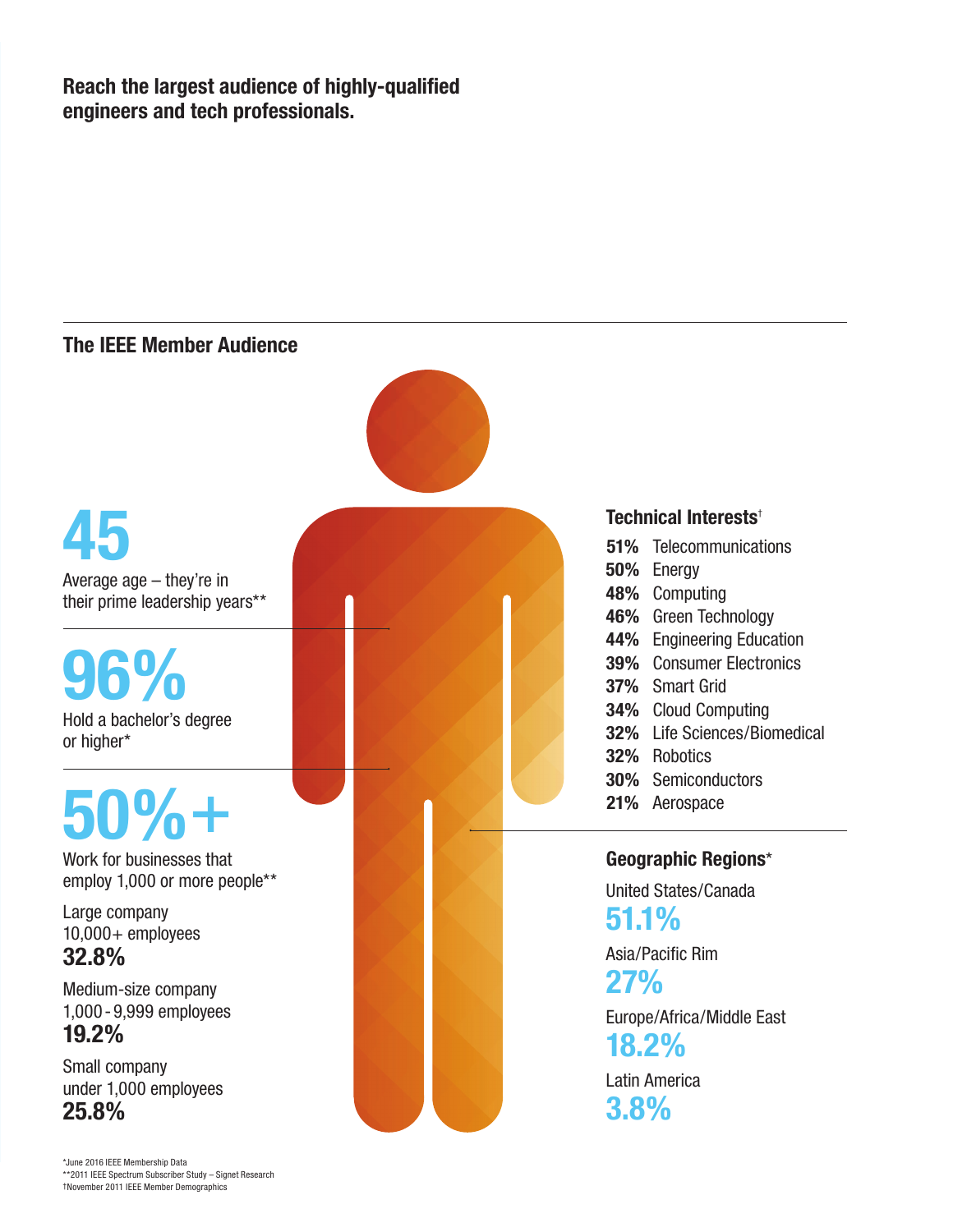**Reach the largest audience of highly-qualified engineers and tech professionals.**

## The IEEE Member Audience

**45**

Average age – they're in their prime leadership years**

**96%**

Hold a bachelor's degree or higher*

**50%+**

Work for businesses that employ 1,000 or more people**

Large company
10,000+ employees
**32.8%**

Medium-size company
1,000 - 9,999 employees
**19.2%**

Small company
under 1,000 employees
**25.8%**

### Technical Interests†

- **51%** Telecommunications
- **50%** Energy
- **48%** Computing
- **46%** Green Technology
- **44%** Engineering Education
- **39%** Consumer Electronics
- **37%** Smart Grid
- **34%** Cloud Computing
- **32%** Life Sciences/Biomedical
- **32%** Robotics
- **30%** Semiconductors
- **21%** Aerospace

### Geographic Regions*

United States/Canada
**51.1%**

Asia/Pacific Rim
**27%**

Europe/Africa/Middle East
**18.2%**

Latin America
**3.8%**

*June 2016 IEEE Membership Data
**2011 IEEE Spectrum Subscriber Study – Signet Research
†November 2011 IEEE Member Demographics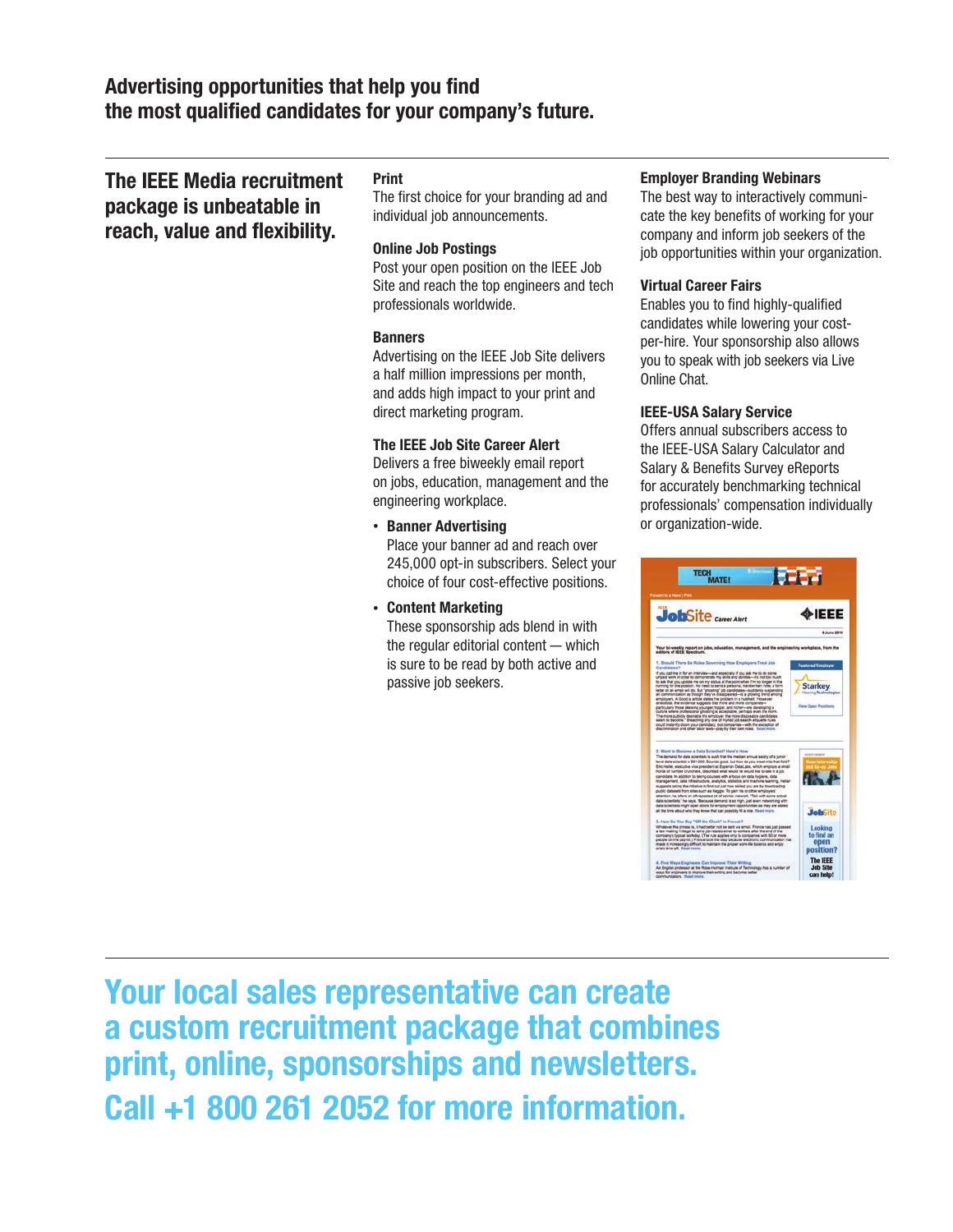## Advertising opportunities that help you find the most qualified candidates for your company's future.

### The IEEE Media recruitment package is unbeatable in reach, value and flexibility.

**Print**
The first choice for your branding ad and individual job announcements.

**Online Job Postings**
Post your open position on the IEEE Job Site and reach the top engineers and tech professionals worldwide.

**Banners**
Advertising on the IEEE Job Site delivers a half million impressions per month, and adds high impact to your print and direct marketing program.

**The IEEE Job Site Career Alert**
Delivers a free biweekly email report on jobs, education, management and the engineering workplace.

- **Banner Advertising**
  Place your banner ad and reach over 245,000 opt-in subscribers. Select your choice of four cost-effective positions.
- **Content Marketing**
  These sponsorship ads blend in with the regular editorial content — which is sure to be read by both active and passive job seekers.

**Employer Branding Webinars**
The best way to interactively communicate the key benefits of working for your company and inform job seekers of the job opportunities within your organization.

**Virtual Career Fairs**
Enables you to find highly-qualified candidates while lowering your cost-per-hire. Your sponsorship also allows you to speak with job seekers via Live Online Chat.

**IEEE-USA Salary Service**
Offers annual subscribers access to the IEEE-USA Salary Calculator and Salary & Benefits Survey eReports for accurately benchmarking technical professionals' compensation individually or organization-wide.

## Your local sales representative can create a custom recruitment package that combines print, online, sponsorships and newsletters.

## Call +1 800 261 2052 for more information.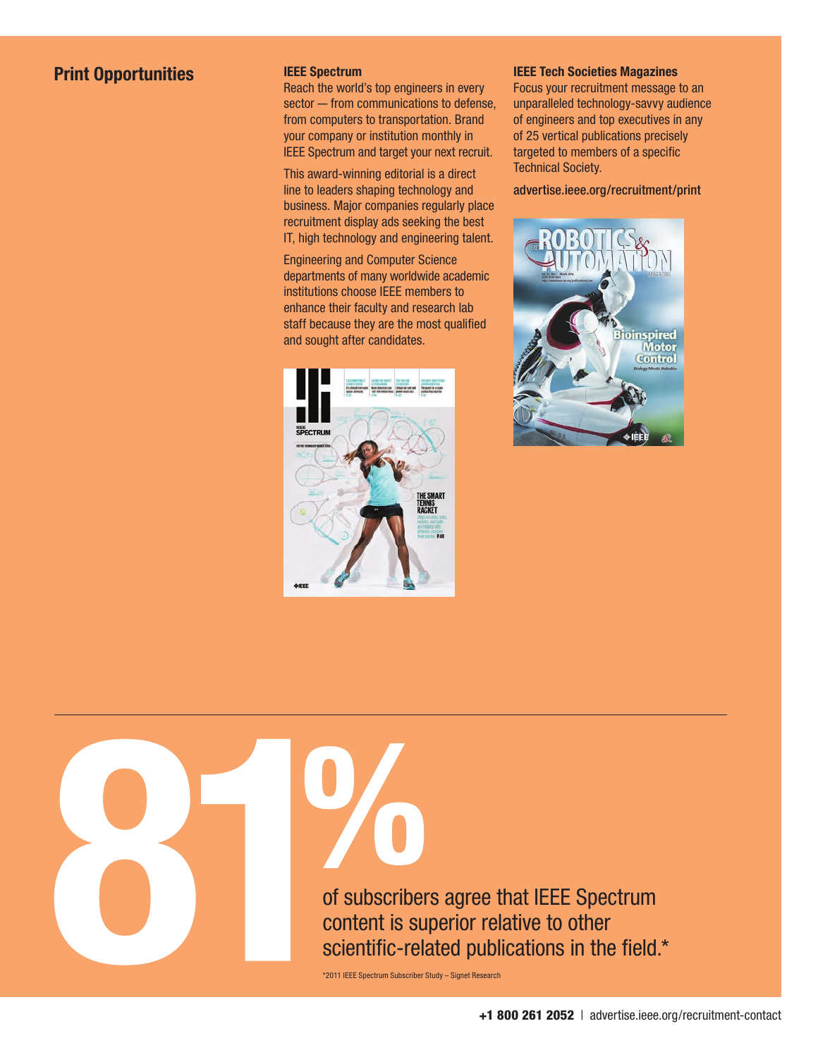## Print Opportunities

### IEEE Spectrum

Reach the world's top engineers in every sector — from communications to defense, from computers to transportation. Brand your company or institution monthly in IEEE Spectrum and target your next recruit.

This award-winning editorial is a direct line to leaders shaping technology and business. Major companies regularly place recruitment display ads seeking the best IT, high technology and engineering talent.

Engineering and Computer Science departments of many worldwide academic institutions choose IEEE members to enhance their faculty and research lab staff because they are the most qualified and sought after candidates.

### IEEE Tech Societies Magazines

Focus your recruitment message to an unparalleled technology-savvy audience of engineers and top executives in any of 25 vertical publications precisely targeted to members of a specific Technical Society.

advertise.ieee.org/recruitment/print

# 81%

of subscribers agree that IEEE Spectrum content is superior relative to other scientific-related publications in the field.*

*2011 IEEE Spectrum Subscriber Study – Signet Research

**+1 800 261 2052** | advertise.ieee.org/recruitment-contact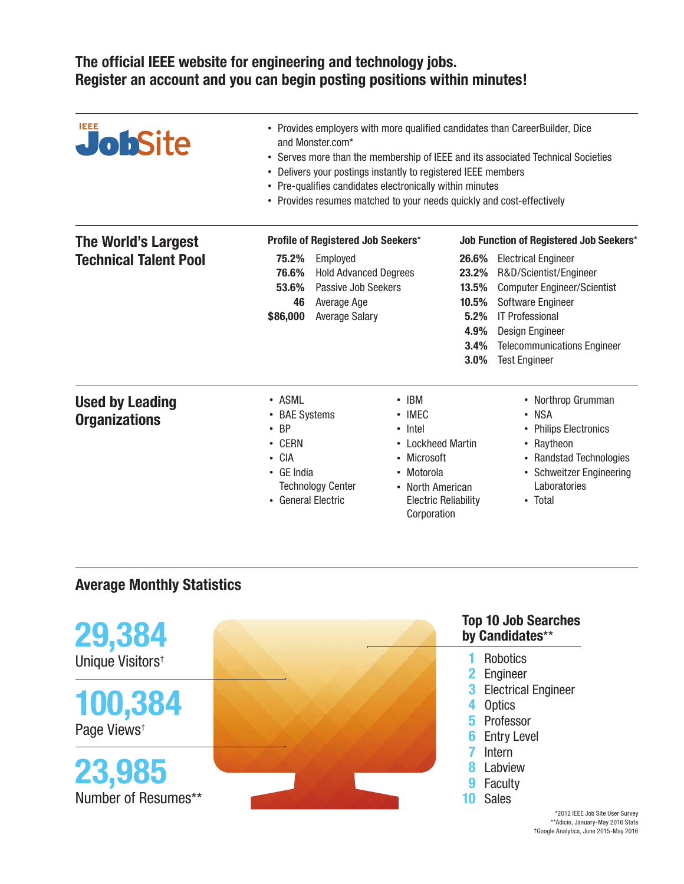## The official IEEE website for engineering and technology jobs. Register an account and you can begin posting positions within minutes!

**IEEE JobSite**

- Provides employers with more qualified candidates than CareerBuilder, Dice and Monster.com*
- Serves more than the membership of IEEE and its associated Technical Societies
- Delivers your postings instantly to registered IEEE members
- Pre-qualifies candidates electronically within minutes
- Provides resumes matched to your needs quickly and cost-effectively

## The World's Largest Technical Talent Pool

**Profile of Registered Job Seekers***

| | |
|---|---|
| 75.2% | Employed |
| 76.6% | Hold Advanced Degrees |
| 53.6% | Passive Job Seekers |
| 46 | Average Age |
| $86,000 | Average Salary |

**Job Function of Registered Job Seekers***

| | |
|---|---|
| 26.6% | Electrical Engineer |
| 23.2% | R&D/Scientist/Engineer |
| 13.5% | Computer Engineer/Scientist |
| 10.5% | Software Engineer |
| 5.2% | IT Professional |
| 4.9% | Design Engineer |
| 3.4% | Telecommunications Engineer |
| 3.0% | Test Engineer |

## Used by Leading Organizations

- ASML
- BAE Systems
- BP
- CERN
- CIA
- GE India Technology Center
- General Electric
- IBM
- IMEC
- Intel
- Lockheed Martin
- Microsoft
- Motorola
- North American Electric Reliability Corporation
- Northrop Grumman
- NSA
- Philips Electronics
- Raytheon
- Randstad Technologies
- Schweitzer Engineering Laboratories
- Total

## Average Monthly Statistics

**29,384**
Unique Visitors†

**100,384**
Page Views†

**23,985**
Number of Resumes**

### Top 10 Job Searches by Candidates**

1. Robotics
2. Engineer
3. Electrical Engineer
4. Optics
5. Professor
6. Entry Level
7. Intern
8. Labview
9. Faculty
10. Sales

*2012 IEEE Job Site User Survey
**Adicio, January-May 2016 Stats
†Google Analytics, June 2015-May 2016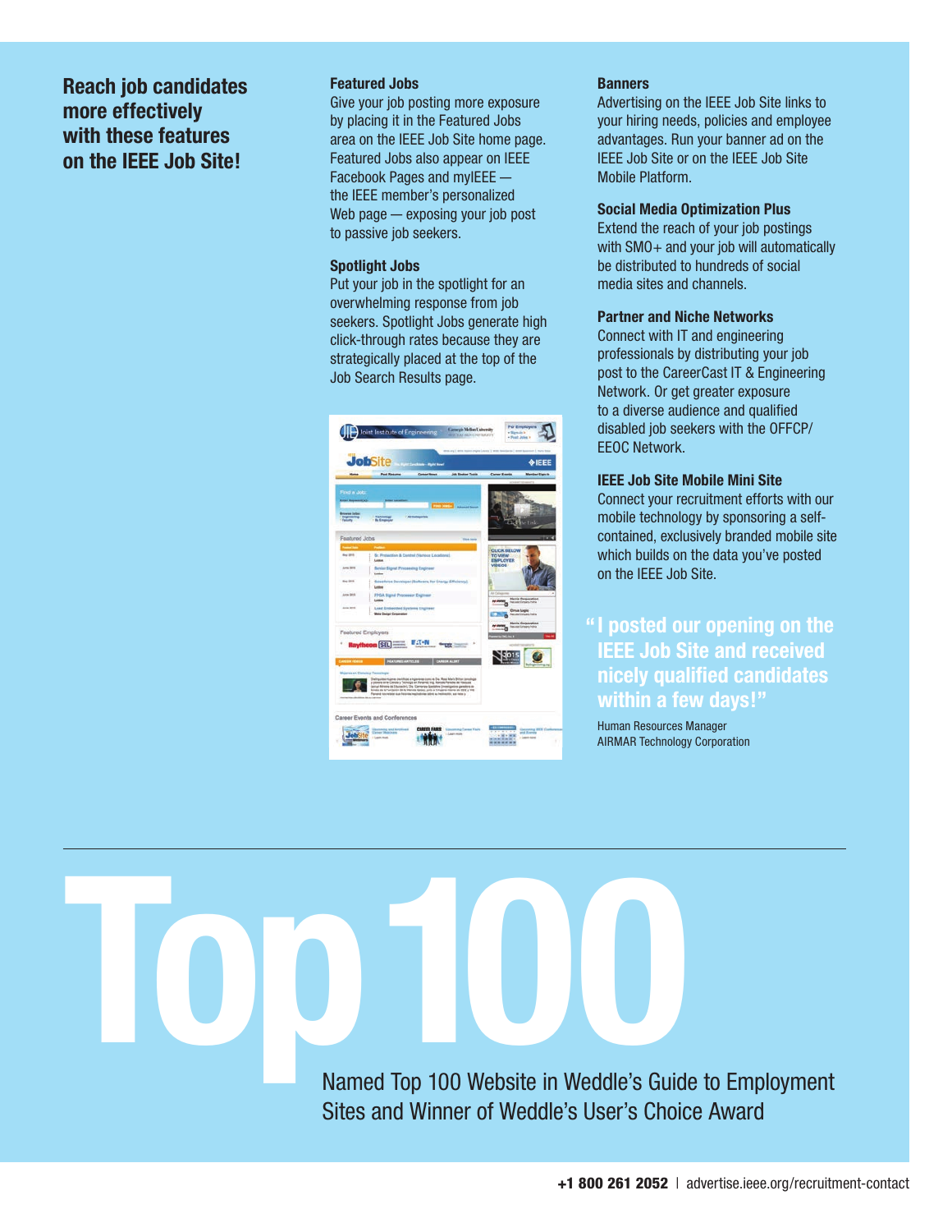# Reach job candidates more effectively with these features on the IEEE Job Site!

### Featured Jobs

Give your job posting more exposure by placing it in the Featured Jobs area on the IEEE Job Site home page. Featured Jobs also appear on IEEE Facebook Pages and myIEEE — the IEEE member's personalized Web page — exposing your job post to passive job seekers.

### Spotlight Jobs

Put your job in the spotlight for an overwhelming response from job seekers. Spotlight Jobs generate high click-through rates because they are strategically placed at the top of the Job Search Results page.

### Banners

Advertising on the IEEE Job Site links to your hiring needs, policies and employee advantages. Run your banner ad on the IEEE Job Site or on the IEEE Job Site Mobile Platform.

### Social Media Optimization Plus

Extend the reach of your job postings with SMO+ and your job will automatically be distributed to hundreds of social media sites and channels.

### Partner and Niche Networks

Connect with IT and engineering professionals by distributing your job post to the CareerCast IT & Engineering Network. Or get greater exposure to a diverse audience and qualified disabled job seekers with the OFFCP/EEOC Network.

### IEEE Job Site Mobile Mini Site

Connect your recruitment efforts with our mobile technology by sponsoring a self-contained, exclusively branded mobile site which builds on the data you've posted on the IEEE Job Site.

> **"I posted our opening on the IEEE Job Site and received nicely qualified candidates within a few days!"**
>
> Human Resources Manager
> AIRMAR Technology Corporation

---

# Top 100

Named Top 100 Website in Weddle's Guide to Employment Sites and Winner of Weddle's User's Choice Award

**+1 800 261 2052** | advertise.ieee.org/recruitment-contact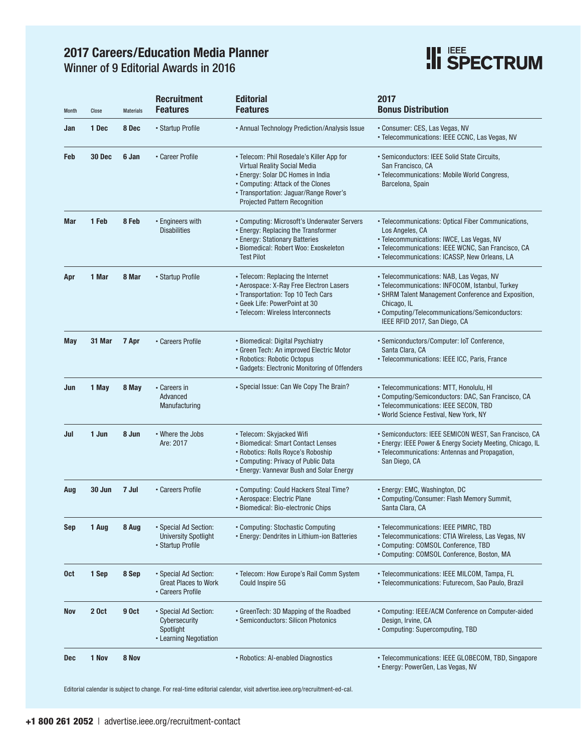# 2017 Careers/Education Media Planner

## Winner of 9 Editorial Awards in 2016

IEEE SPECTRUM

| Month | Close | Materials | Recruitment Features | Editorial Features | 2017 Bonus Distribution |
|---|---|---|---|---|---|
| Jan | 1 Dec | 8 Dec | • Startup Profile | • Annual Technology Prediction/Analysis Issue | • Consumer: CES, Las Vegas, NV<br>• Telecommunications: IEEE CCNC, Las Vegas, NV |
| Feb | 30 Dec | 6 Jan | • Career Profile | • Telecom: Phil Rosedale's Killer App for Virtual Reality Social Media<br>• Energy: Solar DC Homes in India<br>• Computing: Attack of the Clones<br>• Transportation: Jaguar/Range Rover's Projected Pattern Recognition | • Semiconductors: IEEE Solid State Circuits, San Francisco, CA<br>• Telecommunications: Mobile World Congress, Barcelona, Spain |
| Mar | 1 Feb | 8 Feb | • Engineers with Disabilities | • Computing: Microsoft's Underwater Servers<br>• Energy: Replacing the Transformer<br>• Energy: Stationary Batteries<br>• Biomedical: Robert Woo: Exoskeleton Test Pilot | • Telecommunications: Optical Fiber Communications, Los Angeles, CA<br>• Telecommunications: IWCE, Las Vegas, NV<br>• Telecommunications: IEEE WCNC, San Francisco, CA<br>• Telecommunications: ICASSP, New Orleans, LA |
| Apr | 1 Mar | 8 Mar | • Startup Profile | • Telecom: Replacing the Internet<br>• Aerospace: X-Ray Free Electron Lasers<br>• Transportation: Top 10 Tech Cars<br>• Geek Life: PowerPoint at 30<br>• Telecom: Wireless Interconnects | • Telecommunications: NAB, Las Vegas, NV<br>• Telecommunications: INFOCOM, Istanbul, Turkey<br>• SHRM Talent Management Conference and Exposition, Chicago, IL<br>• Computing/Telecommunications/Semiconductors: IEEE RFID 2017, San Diego, CA |
| May | 31 Mar | 7 Apr | • Careers Profile | • Biomedical: Digital Psychiatry<br>• Green Tech: An improved Electric Motor<br>• Robotics: Robotic Octopus<br>• Gadgets: Electronic Monitoring of Offenders | • Semiconductors/Computer: IoT Conference, Santa Clara, CA<br>• Telecommunications: IEEE ICC, Paris, France |
| Jun | 1 May | 8 May | • Careers in Advanced Manufacturing | • Special Issue: Can We Copy The Brain? | • Telecommunications: MTT, Honolulu, HI<br>• Computing/Semiconductors: DAC, San Francisco, CA<br>• Telecommunications: IEEE SECON, TBD<br>• World Science Festival, New York, NY |
| Jul | 1 Jun | 8 Jun | • Where the Jobs Are: 2017 | • Telecom: Skyjacked Wifi<br>• Biomedical: Smart Contact Lenses<br>• Robotics: Rolls Royce's Roboship<br>• Computing: Privacy of Public Data<br>• Energy: Vannevar Bush and Solar Energy | • Semiconductors: IEEE SEMICON WEST, San Francisco, CA<br>• Energy: IEEE Power & Energy Society Meeting, Chicago, IL<br>• Telecommunications: Antennas and Propagation, San Diego, CA |
| Aug | 30 Jun | 7 Jul | • Careers Profile | • Computing: Could Hackers Steal Time?<br>• Aerospace: Electric Plane<br>• Biomedical: Bio-electronic Chips | • Energy: EMC, Washington, DC<br>• Computing/Consumer: Flash Memory Summit, Santa Clara, CA |
| Sep | 1 Aug | 8 Aug | • Special Ad Section: University Spotlight<br>• Startup Profile | • Computing: Stochastic Computing<br>• Energy: Dendrites in Lithium-ion Batteries | • Telecommunications: IEEE PIMRC, TBD<br>• Telecommunications: CTIA Wireless, Las Vegas, NV<br>• Computing: COMSOL Conference, TBD<br>• Computing: COMSOL Conference, Boston, MA |
| Oct | 1 Sep | 8 Sep | • Special Ad Section: Great Places to Work<br>• Careers Profile | • Telecom: How Europe's Rail Comm System Could Inspire 5G | • Telecommunications: IEEE MILCOM, Tampa, FL<br>• Telecommunications: Futurecom, Sao Paulo, Brazil |
| Nov | 2 Oct | 9 Oct | • Special Ad Section: Cybersecurity Spotlight<br>• Learning Negotiation | • GreenTech: 3D Mapping of the Roadbed<br>• Semiconductors: Silicon Photonics | • Computing: IEEE/ACM Conference on Computer-aided Design, Irvine, CA<br>• Computing: Supercomputing, TBD |
| Dec | 1 Nov | 8 Nov | | • Robotics: AI-enabled Diagnostics | • Telecommunications: IEEE GLOBECOM, TBD, Singapore<br>• Energy: PowerGen, Las Vegas, NV |

Editorial calendar is subject to change. For real-time editorial calendar, visit advertise.ieee.org/recruitment-ed-cal.

**+1 800 261 2052** | advertise.ieee.org/recruitment-contact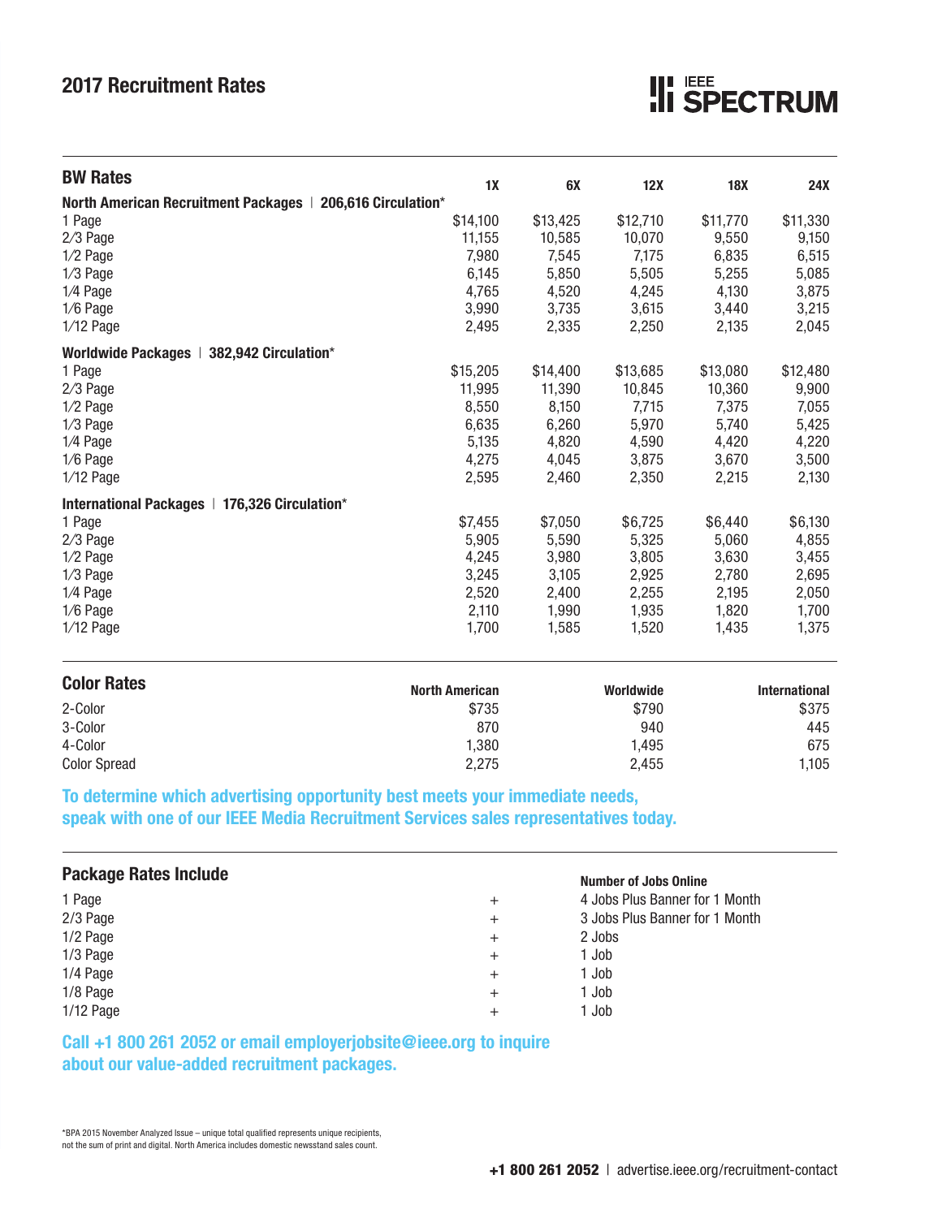## 2017 Recruitment Rates

IEEE SPECTRUM

### BW Rates

| | 1X | 6X | 12X | 18X | 24X |
|---|---|---|---|---|---|
| **North American Recruitment Packages** \| **206,616 Circulation*** | | | | | |
| 1 Page | $14,100 | $13,425 | $12,710 | $11,770 | $11,330 |
| 2⁄3 Page | 11,155 | 10,585 | 10,070 | 9,550 | 9,150 |
| 1⁄2 Page | 7,980 | 7,545 | 7,175 | 6,835 | 6,515 |
| 1⁄3 Page | 6,145 | 5,850 | 5,505 | 5,255 | 5,085 |
| 1⁄4 Page | 4,765 | 4,520 | 4,245 | 4,130 | 3,875 |
| 1⁄6 Page | 3,990 | 3,735 | 3,615 | 3,440 | 3,215 |
| 1⁄12 Page | 2,495 | 2,335 | 2,250 | 2,135 | 2,045 |
| **Worldwide Packages** \| **382,942 Circulation*** | | | | | |
| 1 Page | $15,205 | $14,400 | $13,685 | $13,080 | $12,480 |
| 2⁄3 Page | 11,995 | 11,390 | 10,845 | 10,360 | 9,900 |
| 1⁄2 Page | 8,550 | 8,150 | 7,715 | 7,375 | 7,055 |
| 1⁄3 Page | 6,635 | 6,260 | 5,970 | 5,740 | 5,425 |
| 1⁄4 Page | 5,135 | 4,820 | 4,590 | 4,420 | 4,220 |
| 1⁄6 Page | 4,275 | 4,045 | 3,875 | 3,670 | 3,500 |
| 1⁄12 Page | 2,595 | 2,460 | 2,350 | 2,215 | 2,130 |
| **International Packages** \| **176,326 Circulation*** | | | | | |
| 1 Page | $7,455 | $7,050 | $6,725 | $6,440 | $6,130 |
| 2⁄3 Page | 5,905 | 5,590 | 5,325 | 5,060 | 4,855 |
| 1⁄2 Page | 4,245 | 3,980 | 3,805 | 3,630 | 3,455 |
| 1⁄3 Page | 3,245 | 3,105 | 2,925 | 2,780 | 2,695 |
| 1⁄4 Page | 2,520 | 2,400 | 2,255 | 2,195 | 2,050 |
| 1⁄6 Page | 2,110 | 1,990 | 1,935 | 1,820 | 1,700 |
| 1⁄12 Page | 1,700 | 1,585 | 1,520 | 1,435 | 1,375 |

### Color Rates

| | North American | Worldwide | International |
|---|---|---|---|
| 2-Color | $735 | $790 | $375 |
| 3-Color | 870 | 940 | 445 |
| 4-Color | 1,380 | 1,495 | 675 |
| Color Spread | 2,275 | 2,455 | 1,105 |

**To determine which advertising opportunity best meets your immediate needs, speak with one of our IEEE Media Recruitment Services sales representatives today.**

### Package Rates Include

| | | Number of Jobs Online |
|---|---|---|
| 1 Page | + | 4 Jobs Plus Banner for 1 Month |
| 2/3 Page | + | 3 Jobs Plus Banner for 1 Month |
| 1/2 Page | + | 2 Jobs |
| 1/3 Page | + | 1 Job |
| 1/4 Page | + | 1 Job |
| 1/8 Page | + | 1 Job |
| 1/12 Page | + | 1 Job |

**Call +1 800 261 2052 or email employerjobsite@ieee.org to inquire about our value-added recruitment packages.**

*BPA 2015 November Analyzed Issue – unique total qualified represents unique recipients, not the sum of print and digital. North America includes domestic newsstand sales count.

**+1 800 261 2052** | advertise.ieee.org/recruitment-contact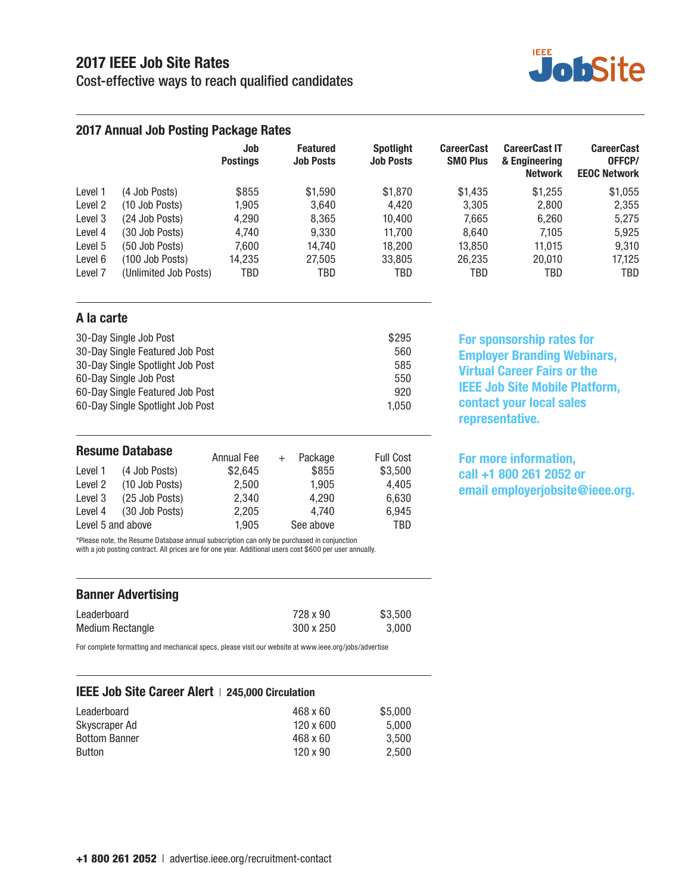# 2017 IEEE Job Site Rates

Cost-effective ways to reach qualified candidates

IEEE JobSite

## 2017 Annual Job Posting Package Rates

| | | Job Postings | Featured Job Posts | Spotlight Job Posts | CareerCast SMO Plus | CareerCast IT & Engineering Network | CareerCast OFFCP/ EEOC Network |
|---|---|---|---|---|---|---|---|
| Level 1 | (4 Job Posts) | $855 | $1,590 | $1,870 | $1,435 | $1,255 | $1,055 |
| Level 2 | (10 Job Posts) | 1,905 | 3,640 | 4,420 | 3,305 | 2,800 | 2,355 |
| Level 3 | (24 Job Posts) | 4,290 | 8,365 | 10,400 | 7,665 | 6,260 | 5,275 |
| Level 4 | (30 Job Posts) | 4,740 | 9,330 | 11,700 | 8,640 | 7,105 | 5,925 |
| Level 5 | (50 Job Posts) | 7,600 | 14,740 | 18,200 | 13,850 | 11,015 | 9,310 |
| Level 6 | (100 Job Posts) | 14,235 | 27,505 | 33,805 | 26,235 | 20,010 | 17,125 |
| Level 7 | (Unlimited Job Posts) | TBD | TBD | TBD | TBD | TBD | TBD |

## A la carte

| | |
|---|---|
| 30-Day Single Job Post | $295 |
| 30-Day Single Featured Job Post | 560 |
| 30-Day Single Spotlight Job Post | 585 |
| 60-Day Single Job Post | 550 |
| 60-Day Single Featured Job Post | 920 |
| 60-Day Single Spotlight Job Post | 1,050 |

## Resume Database

| | | Annual Fee | + | Package | Full Cost |
|---|---|---|---|---|---|
| Level 1 | (4 Job Posts) | $2,645 | | $855 | $3,500 |
| Level 2 | (10 Job Posts) | 2,500 | | 1,905 | 4,405 |
| Level 3 | (25 Job Posts) | 2,340 | | 4,290 | 6,630 |
| Level 4 | (30 Job Posts) | 2,205 | | 4,740 | 6,945 |
| Level 5 and above | | 1,905 | | See above | TBD |

*Please note, the Resume Database annual subscription can only be purchased in conjunction with a job posting contract. All prices are for one year. Additional users cost $600 per user annually.

## Banner Advertising

| | | |
|---|---|---|
| Leaderboard | 728 x 90 | $3,500 |
| Medium Rectangle | 300 x 250 | 3,000 |

For complete formatting and mechanical specs, please visit our website at www.ieee.org/jobs/advertise

## IEEE Job Site Career Alert | 245,000 Circulation

| | | |
|---|---|---|
| Leaderboard | 468 x 60 | $5,000 |
| Skyscraper Ad | 120 x 600 | 5,000 |
| Bottom Banner | 468 x 60 | 3,500 |
| Button | 120 x 90 | 2,500 |

**For sponsorship rates for Employer Branding Webinars, Virtual Career Fairs or the IEEE Job Site Mobile Platform, contact your local sales representative.**

**For more information, call +1 800 261 2052 or email employerjobsite@ieee.org.**

**+1 800 261 2052** | advertise.ieee.org/recruitment-contact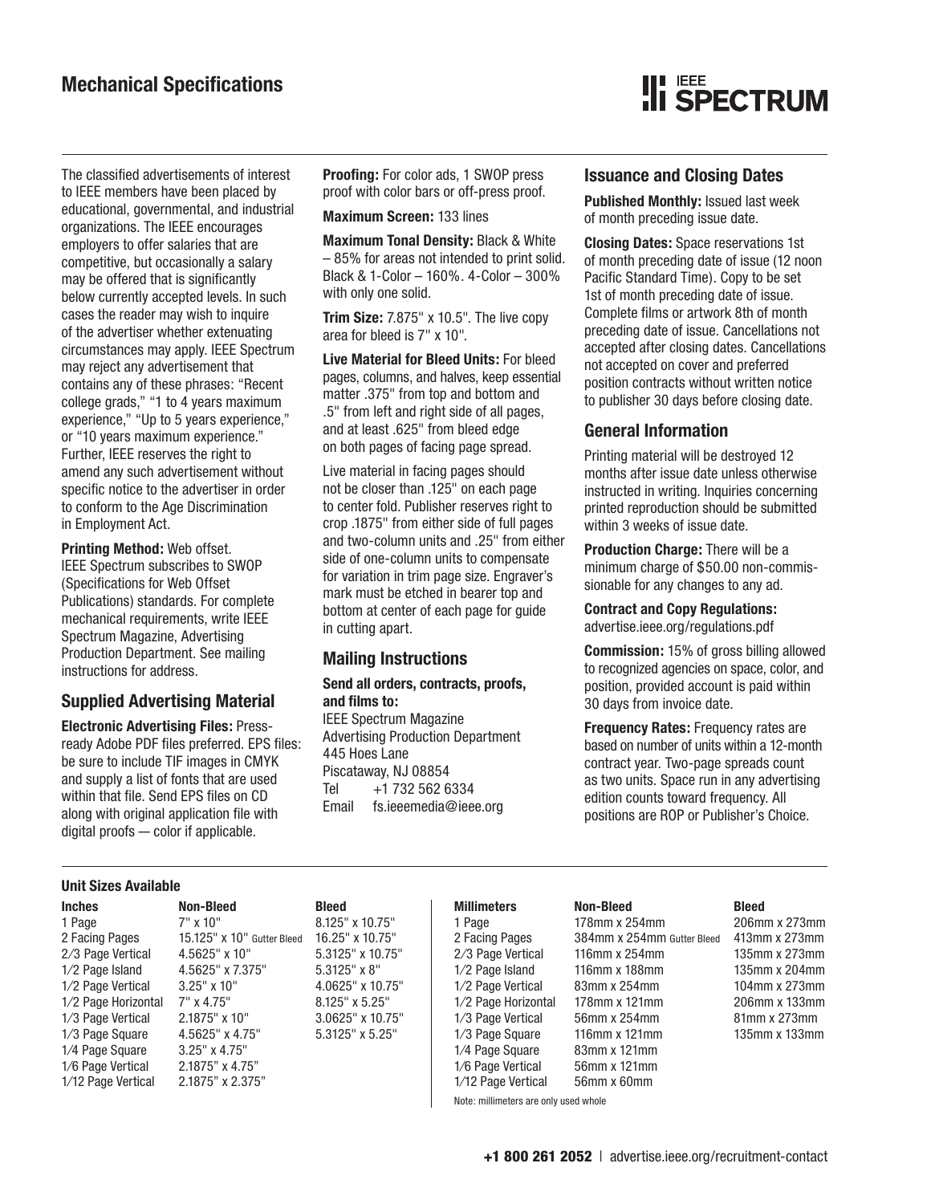# Mechanical Specifications

IEEE SPECTRUM

The classified advertisements of interest to IEEE members have been placed by educational, governmental, and industrial organizations. The IEEE encourages employers to offer salaries that are competitive, but occasionally a salary may be offered that is significantly below currently accepted levels. In such cases the reader may wish to inquire of the advertiser whether extenuating circumstances may apply. IEEE Spectrum may reject any advertisement that contains any of these phrases: "Recent college grads," "1 to 4 years maximum experience," "Up to 5 years experience," or "10 years maximum experience." Further, IEEE reserves the right to amend any such advertisement without specific notice to the advertiser in order to conform to the Age Discrimination in Employment Act.

**Printing Method:** Web offset. IEEE Spectrum subscribes to SWOP (Specifications for Web Offset Publications) standards. For complete mechanical requirements, write IEEE Spectrum Magazine, Advertising Production Department. See mailing instructions for address.

## Supplied Advertising Material

**Electronic Advertising Files:** Press-ready Adobe PDF files preferred. EPS files: be sure to include TIF images in CMYK and supply a list of fonts that are used within that file. Send EPS files on CD along with original application file with digital proofs — color if applicable.

**Proofing:** For color ads, 1 SWOP press proof with color bars or off-press proof.

**Maximum Screen:** 133 lines

**Maximum Tonal Density:** Black & White – 85% for areas not intended to print solid. Black & 1-Color – 160%. 4-Color – 300% with only one solid.

**Trim Size:** 7.875" x 10.5". The live copy area for bleed is 7" x 10".

**Live Material for Bleed Units:** For bleed pages, columns, and halves, keep essential matter .375" from top and bottom and .5" from left and right side of all pages, and at least .625" from bleed edge on both pages of facing page spread.

Live material in facing pages should not be closer than .125" on each page to center fold. Publisher reserves right to crop .1875" from either side of full pages and two-column units and .25" from either side of one-column units to compensate for variation in trim page size. Engraver's mark must be etched in bearer top and bottom at center of each page for guide in cutting apart.

## Mailing Instructions

**Send all orders, contracts, proofs, and films to:**
IEEE Spectrum Magazine
Advertising Production Department
445 Hoes Lane
Piscataway, NJ 08854
Tel +1 732 562 6334
Email fs.ieeemedia@ieee.org

## Issuance and Closing Dates

**Published Monthly:** Issued last week of month preceding issue date.

**Closing Dates:** Space reservations 1st of month preceding date of issue (12 noon Pacific Standard Time). Copy to be set 1st of month preceding date of issue. Complete films or artwork 8th of month preceding date of issue. Cancellations not accepted after closing dates. Cancellations not accepted on cover and preferred position contracts without written notice to publisher 30 days before closing date.

## General Information

Printing material will be destroyed 12 months after issue date unless otherwise instructed in writing. Inquiries concerning printed reproduction should be submitted within 3 weeks of issue date.

**Production Charge:** There will be a minimum charge of $50.00 non-commissionable for any changes to any ad.

**Contract and Copy Regulations:** advertise.ieee.org/regulations.pdf

**Commission:** 15% of gross billing allowed to recognized agencies on space, color, and position, provided account is paid within 30 days from invoice date.

**Frequency Rates:** Frequency rates are based on number of units within a 12-month contract year. Two-page spreads count as two units. Space run in any advertising edition counts toward frequency. All positions are ROP or Publisher's Choice.

### Unit Sizes Available

| Inches | Non-Bleed | Bleed |
|---|---|---|
| 1 Page | 7" x 10" | 8.125" x 10.75" |
| 2 Facing Pages | 15.125" x 10" Gutter Bleed | 16.25" x 10.75" |
| 2/3 Page Vertical | 4.5625" x 10" | 5.3125" x 10.75" |
| 1/2 Page Island | 4.5625" x 7.375" | 5.3125" x 8" |
| 1/2 Page Vertical | 3.25" x 10" | 4.0625" x 10.75" |
| 1/2 Page Horizontal | 7" x 4.75" | 8.125" x 5.25" |
| 1/3 Page Vertical | 2.1875" x 10" | 3.0625" x 10.75" |
| 1/3 Page Square | 4.5625" x 4.75" | 5.3125" x 5.25" |
| 1/4 Page Square | 3.25" x 4.75" | |
| 1/6 Page Vertical | 2.1875" x 4.75" | |
| 1/12 Page Vertical | 2.1875" x 2.375" | |

| Millimeters | Non-Bleed | Bleed |
|---|---|---|
| 1 Page | 178mm x 254mm | 206mm x 273mm |
| 2 Facing Pages | 384mm x 254mm Gutter Bleed | 413mm x 273mm |
| 2/3 Page Vertical | 116mm x 254mm | 135mm x 273mm |
| 1/2 Page Island | 116mm x 188mm | 135mm x 204mm |
| 1/2 Page Vertical | 83mm x 254mm | 104mm x 273mm |
| 1/2 Page Horizontal | 178mm x 121mm | 206mm x 133mm |
| 1/3 Page Vertical | 56mm x 254mm | 81mm x 273mm |
| 1/3 Page Square | 116mm x 121mm | 135mm x 133mm |
| 1/4 Page Square | 83mm x 121mm | |
| 1/6 Page Vertical | 56mm x 121mm | |
| 1/12 Page Vertical | 56mm x 60mm | |

Note: millimeters are only used whole

**+1 800 261 2052** | advertise.ieee.org/recruitment-contact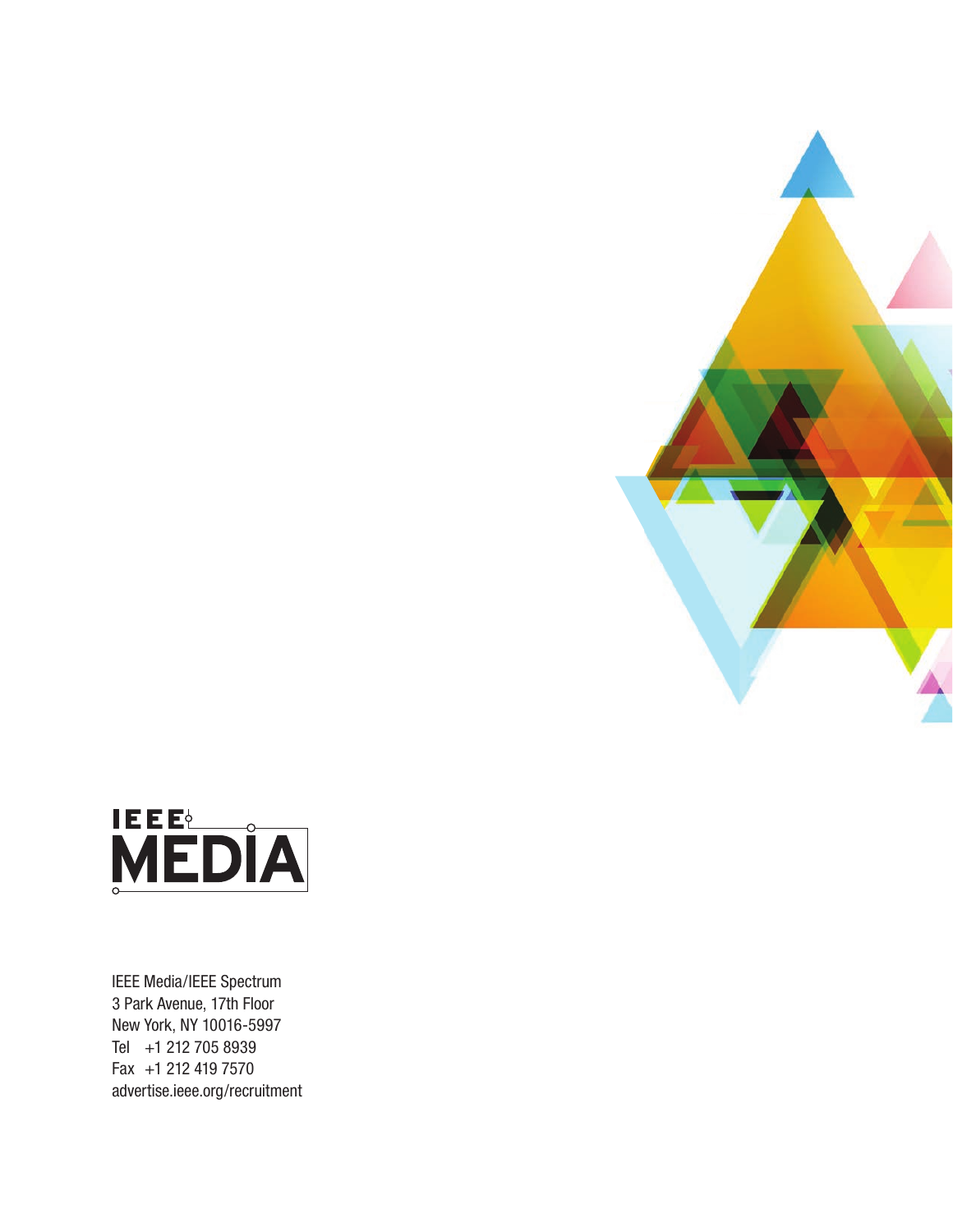IEEE MEDIA

IEEE Media/IEEE Spectrum
3 Park Avenue, 17th Floor
New York, NY 10016-5997
Tel +1 212 705 8939
Fax +1 212 419 7570
advertise.ieee.org/recruitment